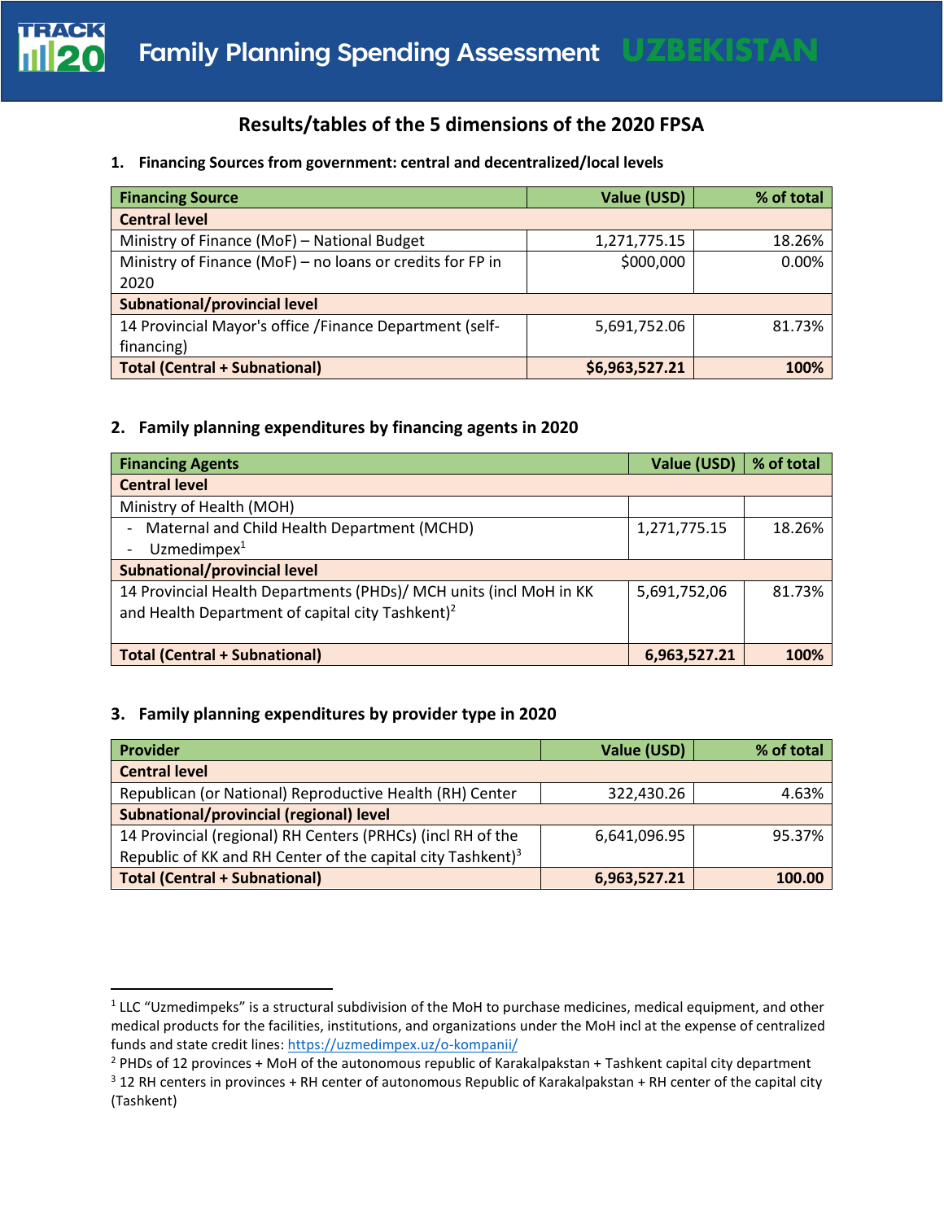# Family Planning Spending Assessment UZBEKISTAN

## Results/tables of the 5 dimensions of the 2020 FPSA

### 1. Financing Sources from government: central and decentralized/local levels

| Financing Source | Value (USD) | % of total |
|---|---|---|
| **Central level** | | |
| Ministry of Finance (MoF) – National Budget | 1,271,775.15 | 18.26% |
| Ministry of Finance (MoF) – no loans or credits for FP in 2020 | $000,000 | 0.00% |
| **Subnational/provincial level** | | |
| 14 Provincial Mayor's office /Finance Department (self-financing) | 5,691,752.06 | 81.73% |
| **Total (Central + Subnational)** | **$6,963,527.21** | **100%** |

### 2. Family planning expenditures by financing agents in 2020

| Financing Agents | Value (USD) | % of total |
|---|---|---|
| **Central level** | | |
| Ministry of Health (MOH) | | |
| - Maternal and Child Health Department (MCHD)<br>- Uzmedimpex[1] | 1,271,775.15 | 18.26% |
| **Subnational/provincial level** | | |
| 14 Provincial Health Departments (PHDs)/ MCH units (incl MoH in KK and Health Department of capital city Tashkent)[2] | 5,691,752,06 | 81.73% |
| **Total (Central + Subnational)** | **6,963,527.21** | **100%** |

### 3. Family planning expenditures by provider type in 2020

| Provider | Value (USD) | % of total |
|---|---|---|
| **Central level** | | |
| Republican (or National) Reproductive Health (RH) Center | 322,430.26 | 4.63% |
| **Subnational/provincial (regional) level** | | |
| 14 Provincial (regional) RH Centers (PRHCs) (incl RH of the Republic of KK and RH Center of the capital city Tashkent)[3] | 6,641,096.95 | 95.37% |
| **Total (Central + Subnational)** | **6,963,527.21** | **100.00** |

---

[1] LLC "Uzmedimpeks" is a structural subdivision of the MoH to purchase medicines, medical equipment, and other medical products for the facilities, institutions, and organizations under the MoH incl at the expense of centralized funds and state credit lines: https://uzmedimpex.uz/o-kompanii/

[2] PHDs of 12 provinces + MoH of the autonomous republic of Karakalpakstan + Tashkent capital city department

[3] 12 RH centers in provinces + RH center of autonomous Republic of Karakalpakstan + RH center of the capital city (Tashkent)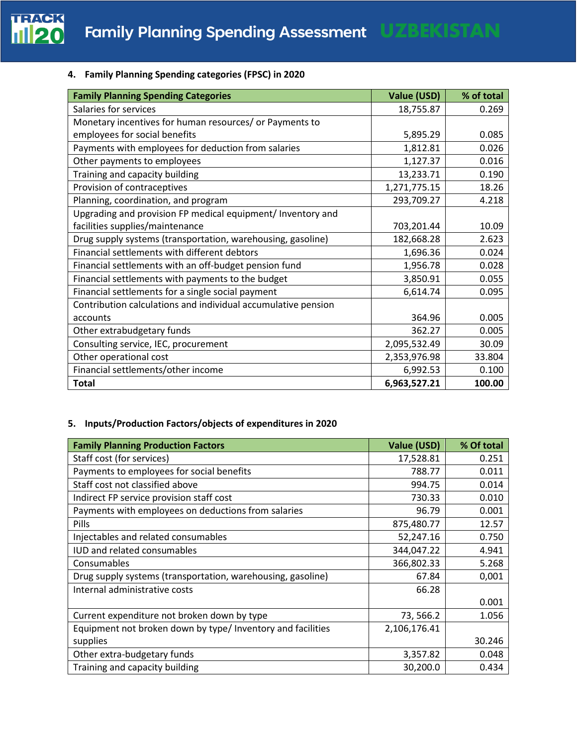**4. Family Planning Spending categories (FPSC) in 2020**

| Family Planning Spending Categories | Value (USD) | % of total |
|---|---|---|
| Salaries for services | 18,755.87 | 0.269 |
| Monetary incentives for human resources/ or Payments to employees for social benefits | 5,895.29 | 0.085 |
| Payments with employees for deduction from salaries | 1,812.81 | 0.026 |
| Other payments to employees | 1,127.37 | 0.016 |
| Training and capacity building | 13,233.71 | 0.190 |
| Provision of contraceptives | 1,271,775.15 | 18.26 |
| Planning, coordination, and program | 293,709.27 | 4.218 |
| Upgrading and provision FP medical equipment/ Inventory and facilities supplies/maintenance | 703,201.44 | 10.09 |
| Drug supply systems (transportation, warehousing, gasoline) | 182,668.28 | 2.623 |
| Financial settlements with different debtors | 1,696.36 | 0.024 |
| Financial settlements with an off-budget pension fund | 1,956.78 | 0.028 |
| Financial settlements with payments to the budget | 3,850.91 | 0.055 |
| Financial settlements for a single social payment | 6,614.74 | 0.095 |
| Contribution calculations and individual accumulative pension accounts | 364.96 | 0.005 |
| Other extrabudgetary funds | 362.27 | 0.005 |
| Consulting service, IEC, procurement | 2,095,532.49 | 30.09 |
| Other operational cost | 2,353,976.98 | 33.804 |
| Financial settlements/other income | 6,992.53 | 0.100 |
| **Total** | **6,963,527.21** | **100.00** |

**5. Inputs/Production Factors/objects of expenditures in 2020**

| Family Planning Production Factors | Value (USD) | % Of total |
|---|---|---|
| Staff cost (for services) | 17,528.81 | 0.251 |
| Payments to employees for social benefits | 788.77 | 0.011 |
| Staff cost not classified above | 994.75 | 0.014 |
| Indirect FP service provision staff cost | 730.33 | 0.010 |
| Payments with employees on deductions from salaries | 96.79 | 0.001 |
| Pills | 875,480.77 | 12.57 |
| Injectables and related consumables | 52,247.16 | 0.750 |
| IUD and related consumables | 344,047.22 | 4.941 |
| Consumables | 366,802.33 | 5.268 |
| Drug supply systems (transportation, warehousing, gasoline) | 67.84 | 0,001 |
| Internal administrative costs | 66.28 | 0.001 |
| Current expenditure not broken down by type | 73, 566.2 | 1.056 |
| Equipment not broken down by type/ Inventory and facilities supplies | 2,106,176.41 | 30.246 |
| Other extra-budgetary funds | 3,357.82 | 0.048 |
| Training and capacity building | 30,200.0 | 0.434 |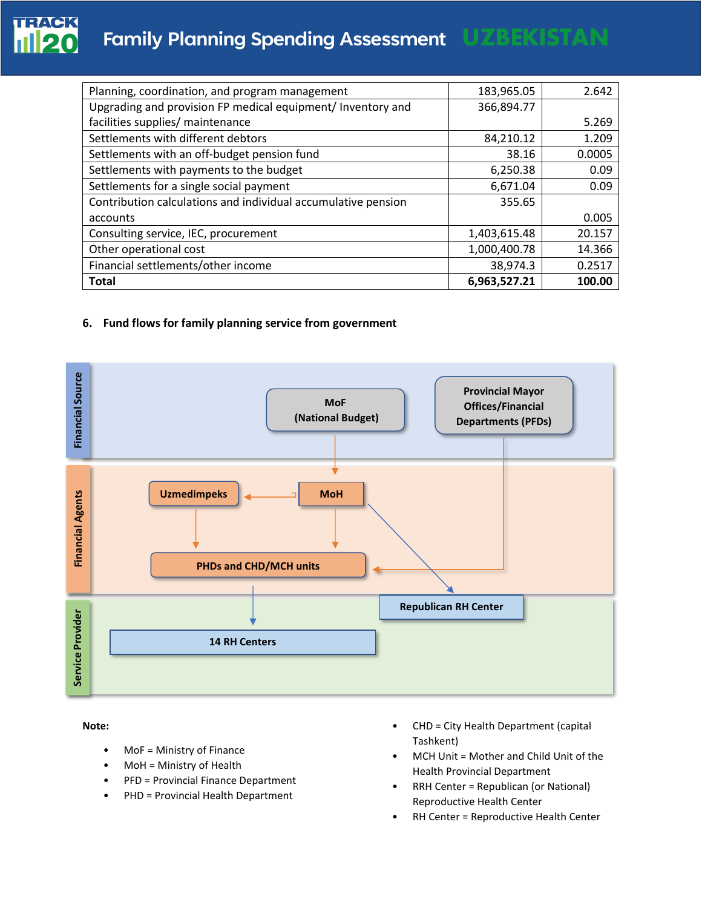| | | |
|---|---|---|
| Planning, coordination, and program management | 183,965.05 | 2.642 |
| Upgrading and provision FP medical equipment/ Inventory and facilities supplies/ maintenance | 366,894.77 | 5.269 |
| Settlements with different debtors | 84,210.12 | 1.209 |
| Settlements with an off-budget pension fund | 38.16 | 0.0005 |
| Settlements with payments to the budget | 6,250.38 | 0.09 |
| Settlements for a single social payment | 6,671.04 | 0.09 |
| Contribution calculations and individual accumulative pension accounts | 355.65 | 0.005 |
| Consulting service, IEC, procurement | 1,403,615.48 | 20.157 |
| Other operational cost | 1,000,400.78 | 14.366 |
| Financial settlements/other income | 38,974.3 | 0.2517 |
| **Total** | **6,963,527.21** | **100.00** |

## 6. Fund flows for family planning service from government

**Financial Source:** MoF (National Budget); Provincial Mayor Offices/Financial Departments (PFDs)

**Financial Agents:** Uzmedimpeks; MoH; PHDs and CHD/MCH units

**Service Provider:** 14 RH Centers; Republican RH Center

Fund flows:
- MoF (National Budget) → MoH
- MoH → Uzmedimpeks
- MoH → PHDs and CHD/MCH units
- MoH → Republican RH Center
- Uzmedimpeks → PHDs and CHD/MCH units
- Provincial Mayor Offices/Financial Departments (PFDs) → PHDs and CHD/MCH units
- PHDs and CHD/MCH units → 14 RH Centers

**Note:**

- MoF = Ministry of Finance
- MoH = Ministry of Health
- PFD = Provincial Finance Department
- PHD = Provincial Health Department
- CHD = City Health Department (capital Tashkent)
- MCH Unit = Mother and Child Unit of the Health Provincial Department
- RRH Center = Republican (or National) Reproductive Health Center
- RH Center = Reproductive Health Center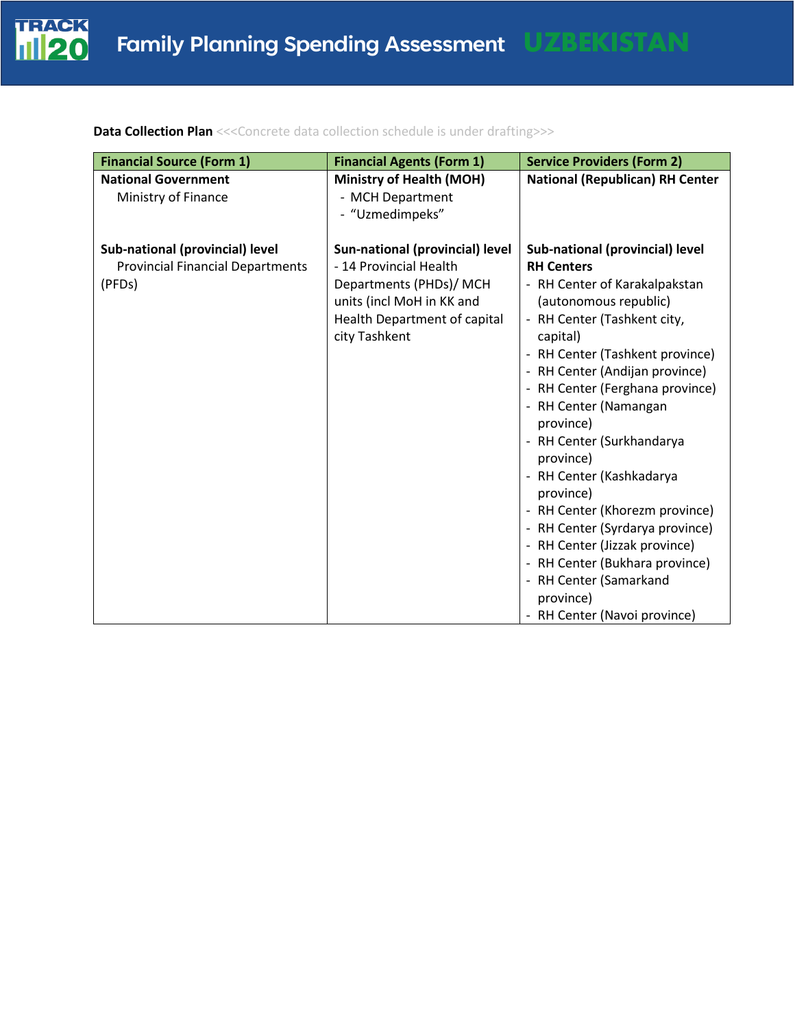**Data Collection Plan** <<<Concrete data collection schedule is under drafting>>>

| Financial Source (Form 1) | Financial Agents (Form 1) | Service Providers (Form 2) |
|---|---|---|
| **National Government**<br>Ministry of Finance | **Ministry of Health (MOH)**<br>- MCH Department<br>- "Uzmedimpeks" | **National (Republican) RH Center** |
| **Sub-national (provincial) level**<br>Provincial Financial Departments (PFDs) | **Sun-national (provincial) level**<br>- 14 Provincial Health Departments (PHDs)/ MCH units (incl MoH in KK and Health Department of capital city Tashkent | **Sub-national (provincial) level RH Centers**<br>- RH Center of Karakalpakstan (autonomous republic)<br>- RH Center (Tashkent city, capital)<br>- RH Center (Tashkent province)<br>- RH Center (Andijan province)<br>- RH Center (Ferghana province)<br>- RH Center (Namangan province)<br>- RH Center (Surkhandarya province)<br>- RH Center (Kashkadarya province)<br>- RH Center (Khorezm province)<br>- RH Center (Syrdarya province)<br>- RH Center (Jizzak province)<br>- RH Center (Bukhara province)<br>- RH Center (Samarkand province)<br>- RH Center (Navoi province) |